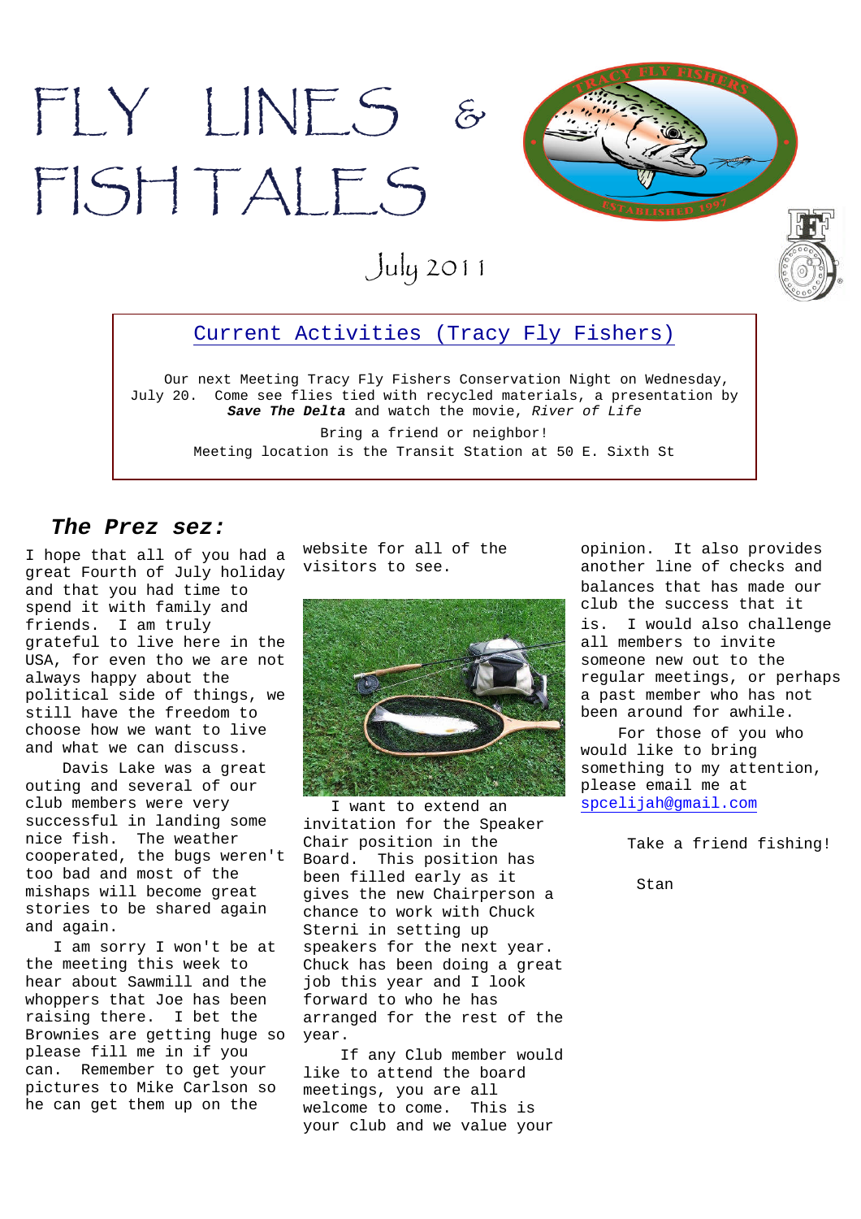# FLY LINES & FISH TALES

July 2011

## Current Activities (Tracy Fly Fishers)

Our next Meeting Tracy Fly Fishers Conservation Night on Wednesday, July 20. Come see flies tied with recycled materials, a presentation by ***Save The Delta*** and watch the movie, *River of Life*

Bring a friend or neighbor!

Meeting location is the Transit Station at 50 E. Sixth St

## *The Prez sez:*

I hope that all of you had a great Fourth of July holiday and that you had time to spend it with family and friends. I am truly grateful to live here in the USA, for even tho we are not always happy about the political side of things, we still have the freedom to choose how we want to live and what we can discuss.

Davis Lake was a great outing and several of our club members were very successful in landing some nice fish. The weather cooperated, the bugs weren't too bad and most of the mishaps will become great stories to be shared again and again.

I am sorry I won't be at the meeting this week to hear about Sawmill and the whoppers that Joe has been raising there. I bet the Brownies are getting huge so please fill me in if you can. Remember to get your pictures to Mike Carlson so he can get them up on the website for all of the visitors to see.

I want to extend an invitation for the Speaker Chair position in the Board. This position has been filled early as it gives the new Chairperson a chance to work with Chuck Sterni in setting up speakers for the next year. Chuck has been doing a great job this year and I look forward to who he has arranged for the rest of the year.

If any Club member would like to attend the board meetings, you are all welcome to come. This is your club and we value your opinion. It also provides another line of checks and balances that has made our club the success that it is. I would also challenge all members to invite someone new out to the regular meetings, or perhaps a past member who has not been around for awhile.

For those of you who would like to bring something to my attention, please email me at spcelijah@gmail.com

Take a friend fishing!

Stan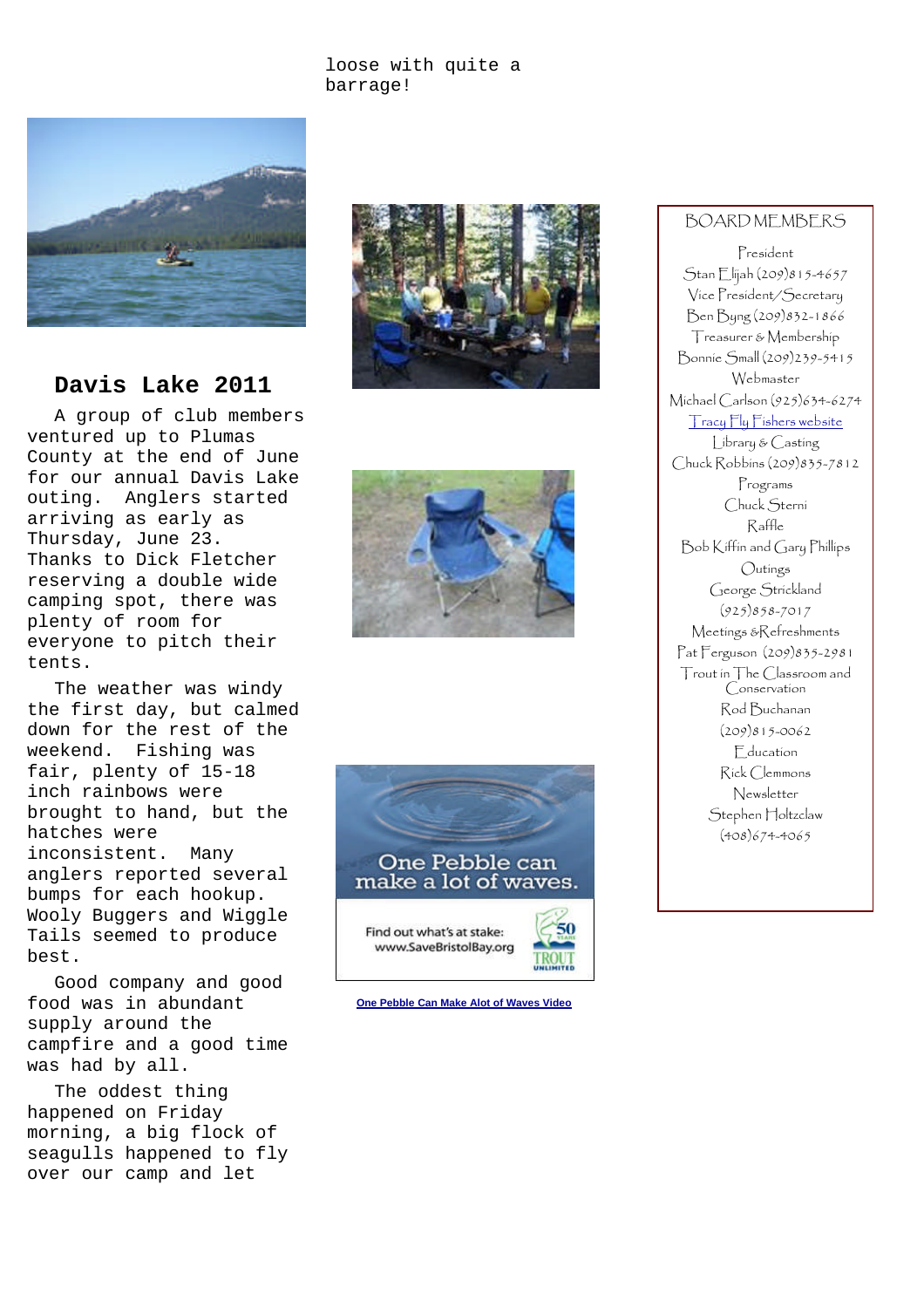loose with quite a barrage!

## Davis Lake 2011

A group of club members ventured up to Plumas County at the end of June for our annual Davis Lake outing. Anglers started arriving as early as Thursday, June 23. Thanks to Dick Fletcher reserving a double wide camping spot, there was plenty of room for everyone to pitch their tents.

The weather was windy the first day, but calmed down for the rest of the weekend. Fishing was fair, plenty of 15-18 inch rainbows were brought to hand, but the hatches were inconsistent. Many anglers reported several bumps for each hookup. Wooly Buggers and Wiggle Tails seemed to produce best.

Good company and good food was in abundant supply around the campfire and a good time was had by all.

The oddest thing happened on Friday morning, a big flock of seagulls happened to fly over our camp and let

One Pebble can make a lot of waves.

Find out what's at stake: www.SaveBristolBay.org

[One Pebble Can Make Alot of Waves Video]

### BOARD MEMBERS

President
Stan Elijah (209)815-4657

Vice President/Secretary
Ben Byng (209)832-1866

Treasurer & Membership
Bonnie Small (209)239-5415

Webmaster
Michael Carlson (925)634-6274
[Tracy Fly Fishers website]

Library & Casting
Chuck Robbins (209)835-7812

Programs
Chuck Sterni

Raffle
Bob Kiffin and Gary Phillips

Outings
George Strickland
(925)858-7017

Meetings &Refreshments
Pat Ferguson (209)835-2981

Trout in The Classroom and Conservation
Rod Buchanan
(209)815-0062

Education
Rick Clemmons

Newsletter
Stephen Holtzclaw
(408)674-4065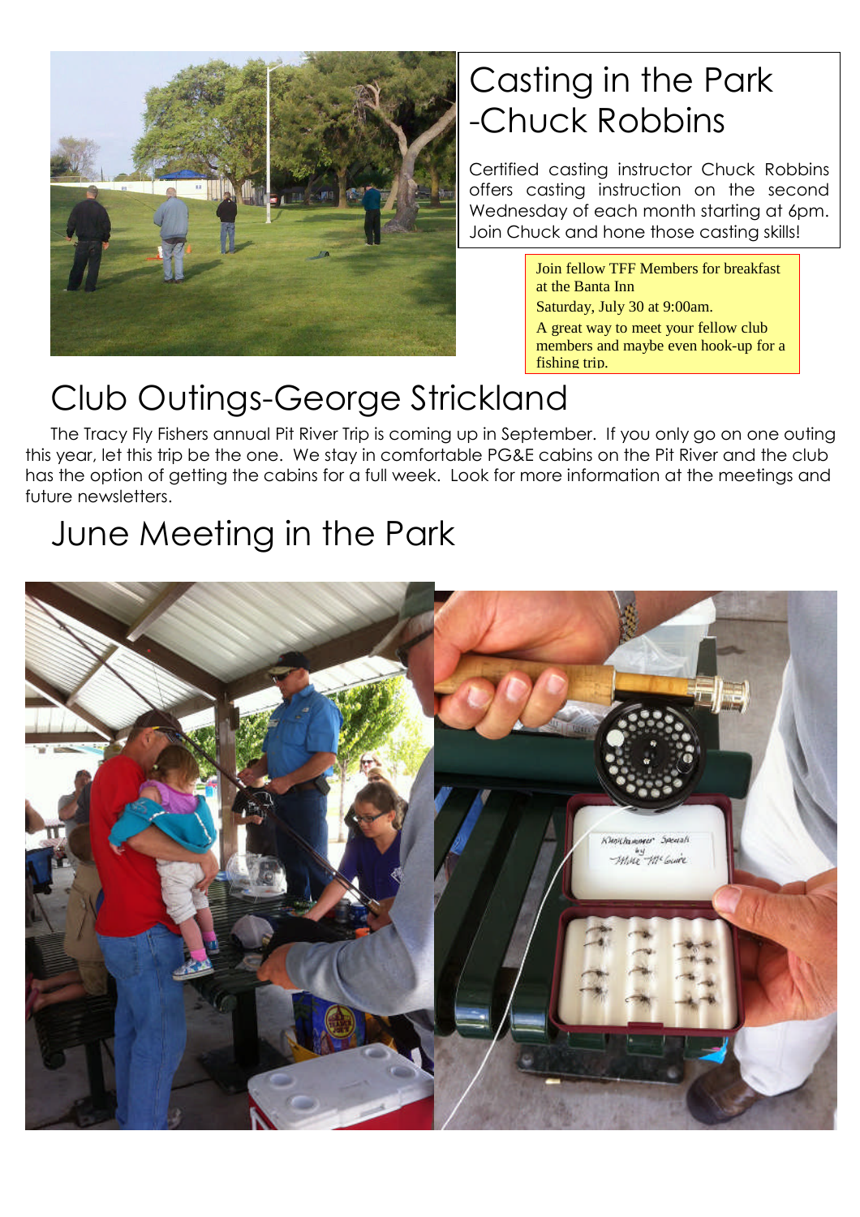## Casting in the Park -Chuck Robbins

Certified casting instructor Chuck Robbins offers casting instruction on the second Wednesday of each month starting at 6pm. Join Chuck and hone those casting skills!

Join fellow TFF Members for breakfast at the Banta Inn

Saturday, July 30 at 9:00am.

A great way to meet your fellow club members and maybe even hook-up for a fishing trip.

# Club Outings-George Strickland

The Tracy Fly Fishers annual Pit River Trip is coming up in September. If you only go on one outing this year, let this trip be the one. We stay in comfortable PG&E cabins on the Pit River and the club has the option of getting the cabins for a full week. Look for more information at the meetings and future newsletters.

# June Meeting in the Park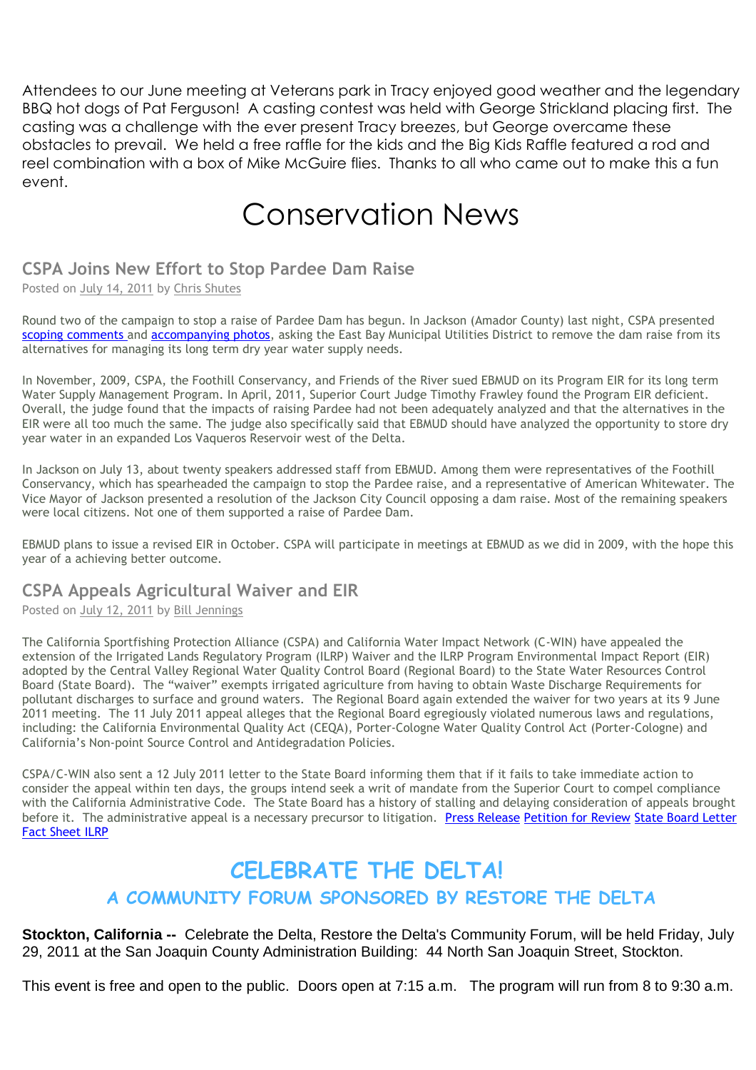Attendees to our June meeting at Veterans park in Tracy enjoyed good weather and the legendary BBQ hot dogs of Pat Ferguson! A casting contest was held with George Strickland placing first. The casting was a challenge with the ever present Tracy breezes, but George overcame these obstacles to prevail. We held a free raffle for the kids and the Big Kids Raffle featured a rod and reel combination with a box of Mike McGuire flies. Thanks to all who came out to make this a fun event.

# Conservation News

## CSPA Joins New Effort to Stop Pardee Dam Raise

Posted on July 14, 2011 by Chris Shutes

Round two of the campaign to stop a raise of Pardee Dam has begun. In Jackson (Amador County) last night, CSPA presented scoping comments and accompanying photos, asking the East Bay Municipal Utilities District to remove the dam raise from its alternatives for managing its long term dry year water supply needs.

In November, 2009, CSPA, the Foothill Conservancy, and Friends of the River sued EBMUD on its Program EIR for its long term Water Supply Management Program. In April, 2011, Superior Court Judge Timothy Frawley found the Program EIR deficient. Overall, the judge found that the impacts of raising Pardee had not been adequately analyzed and that the alternatives in the EIR were all too much the same. The judge also specifically said that EBMUD should have analyzed the opportunity to store dry year water in an expanded Los Vaqueros Reservoir west of the Delta.

In Jackson on July 13, about twenty speakers addressed staff from EBMUD. Among them were representatives of the Foothill Conservancy, which has spearheaded the campaign to stop the Pardee raise, and a representative of American Whitewater. The Vice Mayor of Jackson presented a resolution of the Jackson City Council opposing a dam raise. Most of the remaining speakers were local citizens. Not one of them supported a raise of Pardee Dam.

EBMUD plans to issue a revised EIR in October. CSPA will participate in meetings at EBMUD as we did in 2009, with the hope this year of a achieving better outcome.

## CSPA Appeals Agricultural Waiver and EIR

Posted on July 12, 2011 by Bill Jennings

The California Sportfishing Protection Alliance (CSPA) and California Water Impact Network (C-WIN) have appealed the extension of the Irrigated Lands Regulatory Program (ILRP) Waiver and the ILRP Program Environmental Impact Report (EIR) adopted by the Central Valley Regional Water Quality Control Board (Regional Board) to the State Water Resources Control Board (State Board). The "waiver" exempts irrigated agriculture from having to obtain Waste Discharge Requirements for pollutant discharges to surface and ground waters. The Regional Board again extended the waiver for two years at its 9 June 2011 meeting. The 11 July 2011 appeal alleges that the Regional Board egregiously violated numerous laws and regulations, including: the California Environmental Quality Act (CEQA), Porter-Cologne Water Quality Control Act (Porter-Cologne) and California's Non-point Source Control and Antidegradation Policies.

CSPA/C-WIN also sent a 12 July 2011 letter to the State Board informing them that if it fails to take immediate action to consider the appeal within ten days, the groups intend seek a writ of mandate from the Superior Court to compel compliance with the California Administrative Code. The State Board has a history of stalling and delaying consideration of appeals brought before it. The administrative appeal is a necessary precursor to litigation. Press Release Petition for Review State Board Letter Fact Sheet ILRP

## CELEBRATE THE DELTA!

### A COMMUNITY FORUM SPONSORED BY RESTORE THE DELTA

**Stockton, California --** Celebrate the Delta, Restore the Delta's Community Forum, will be held Friday, July 29, 2011 at the San Joaquin County Administration Building: 44 North San Joaquin Street, Stockton.

This event is free and open to the public. Doors open at 7:15 a.m. The program will run from 8 to 9:30 a.m.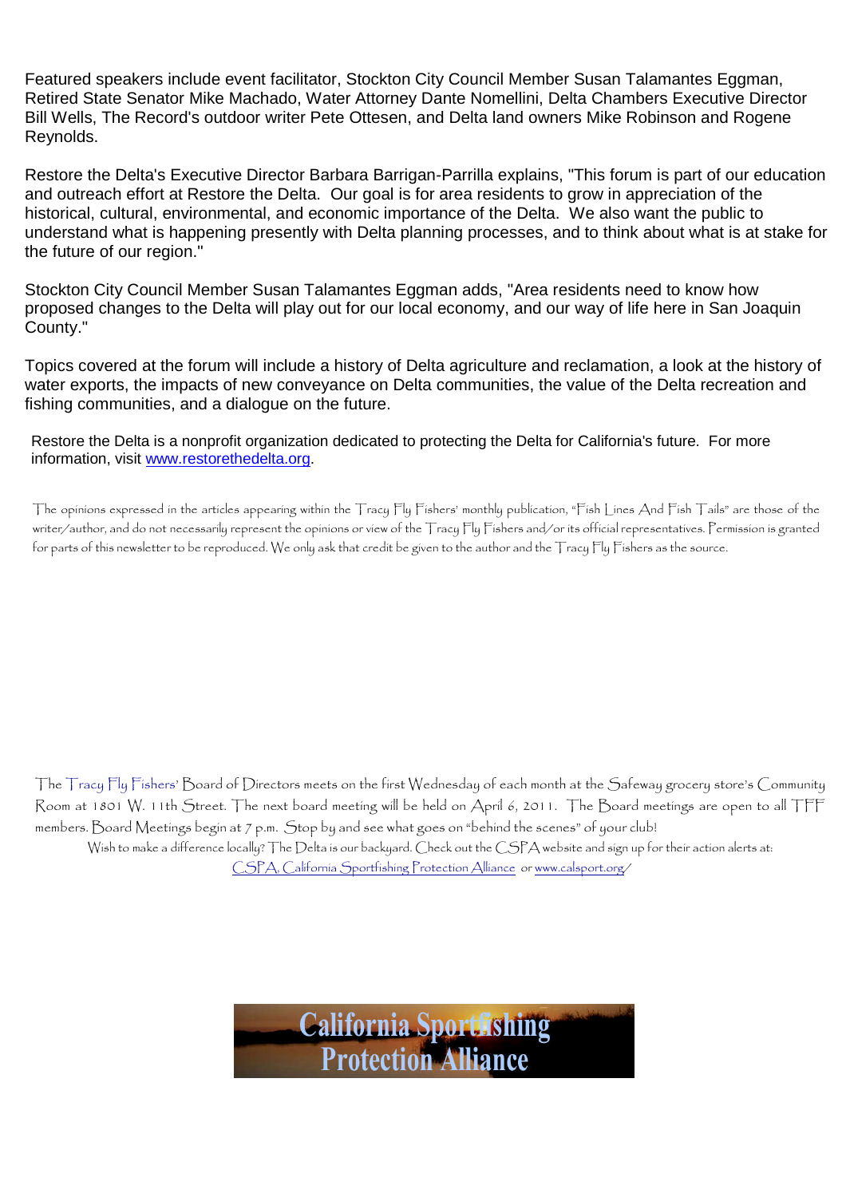Featured speakers include event facilitator, Stockton City Council Member Susan Talamantes Eggman, Retired State Senator Mike Machado, Water Attorney Dante Nomellini, Delta Chambers Executive Director Bill Wells, The Record's outdoor writer Pete Ottesen, and Delta land owners Mike Robinson and Rogene Reynolds.

Restore the Delta's Executive Director Barbara Barrigan-Parrilla explains, "This forum is part of our education and outreach effort at Restore the Delta. Our goal is for area residents to grow in appreciation of the historical, cultural, environmental, and economic importance of the Delta. We also want the public to understand what is happening presently with Delta planning processes, and to think about what is at stake for the future of our region."

Stockton City Council Member Susan Talamantes Eggman adds, "Area residents need to know how proposed changes to the Delta will play out for our local economy, and our way of life here in San Joaquin County."

Topics covered at the forum will include a history of Delta agriculture and reclamation, a look at the history of water exports, the impacts of new conveyance on Delta communities, the value of the Delta recreation and fishing communities, and a dialogue on the future.

Restore the Delta is a nonprofit organization dedicated to protecting the Delta for California's future. For more information, visit [www.restorethedelta.org](http://www.restorethedelta.org).

The opinions expressed in the articles appearing within the Tracy Fly Fishers' monthly publication, "Fish Lines And Fish Tails" are those of the writer/author, and do not necessarily represent the opinions or view of the Tracy Fly Fishers and/or its official representatives. Permission is granted for parts of this newsletter to be reproduced. We only ask that credit be given to the author and the Tracy Fly Fishers as the source.

The Tracy Fly Fishers' Board of Directors meets on the first Wednesday of each month at the Safeway grocery store's Community Room at 1801 W. 11th Street. The next board meeting will be held on April 6, 2011. The Board meetings are open to all TFF members. Board Meetings begin at 7 p.m. Stop by and see what goes on "behind the scenes" of your club!

Wish to make a difference locally? The Delta is our backyard. Check out the CSPA website and sign up for their action alerts at: CSPA, California Sportfishing Protection Alliance or [www.calsport.org/](http://www.calsport.org/)

California Sportfishing Protection Alliance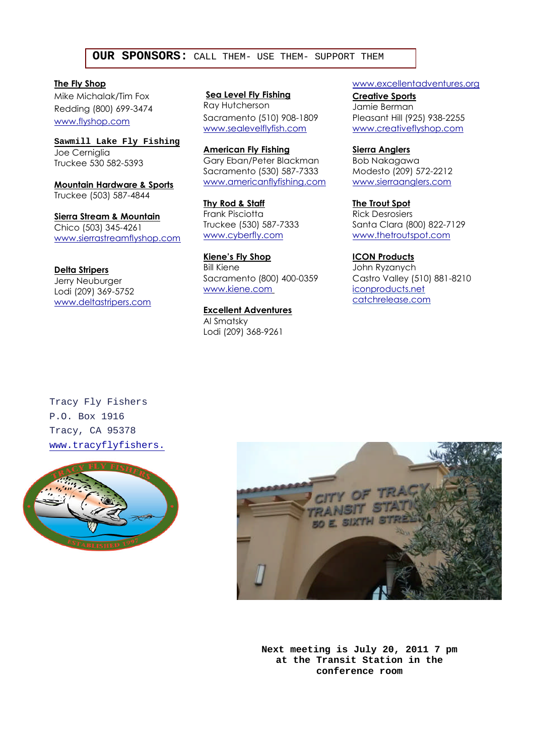**OUR SPONSORS:** CALL THEM- USE THEM- SUPPORT THEM

**The Fly Shop**
Mike Michalak/Tim Fox
Redding (800) 699-3474
www.flyshop.com

**Sawmill Lake Fly Fishing**
Joe Cerniglia
Truckee 530 582-5393

**Mountain Hardware & Sports**
Truckee (503) 587-4844

**Sierra Stream & Mountain**
Chico (503) 345-4261
www.sierrastreamflyshop.com

**Delta Stripers**
Jerry Neuburger
Lodi (209) 369-5752
www.deltastripers.com

**Sea Level Fly Fishing**
Ray Hutcherson
Sacramento (510) 908-1809
www.sealevelflyfish.com

**American Fly Fishing**
Gary Eban/Peter Blackman
Sacramento (530) 587-7333
www.americanflyfishing.com

**Thy Rod & Staff**
Frank Pisciotta
Truckee (530) 587-7333
www.cyberfly.com

**Kiene's Fly Shop**
Bill Kiene
Sacramento (800) 400-0359
www.kiene.com

**Excellent Adventures**
Al Smatsky
Lodi (209) 368-9261
www.excellentadventures.org

**Creative Sports**
Jamie Berman
Pleasant Hill (925) 938-2255
www.creativeflyshop.com

**Sierra Anglers**
Bob Nakagawa
Modesto (209) 572-2212
www.sierraanglers.com

**The Trout Spot**
Rick Desrosiers
Santa Clara (800) 822-7129
www.thetroutspot.com

**ICON Products**
John Ryzanych
Castro Valley (510) 881-8210
iconproducts.net
catchrelease.com

Tracy Fly Fishers
P.O. Box 1916
Tracy, CA 95378
www.tracyflyfishers.

**Next meeting is July 20, 2011 7 pm at the Transit Station in the conference room**